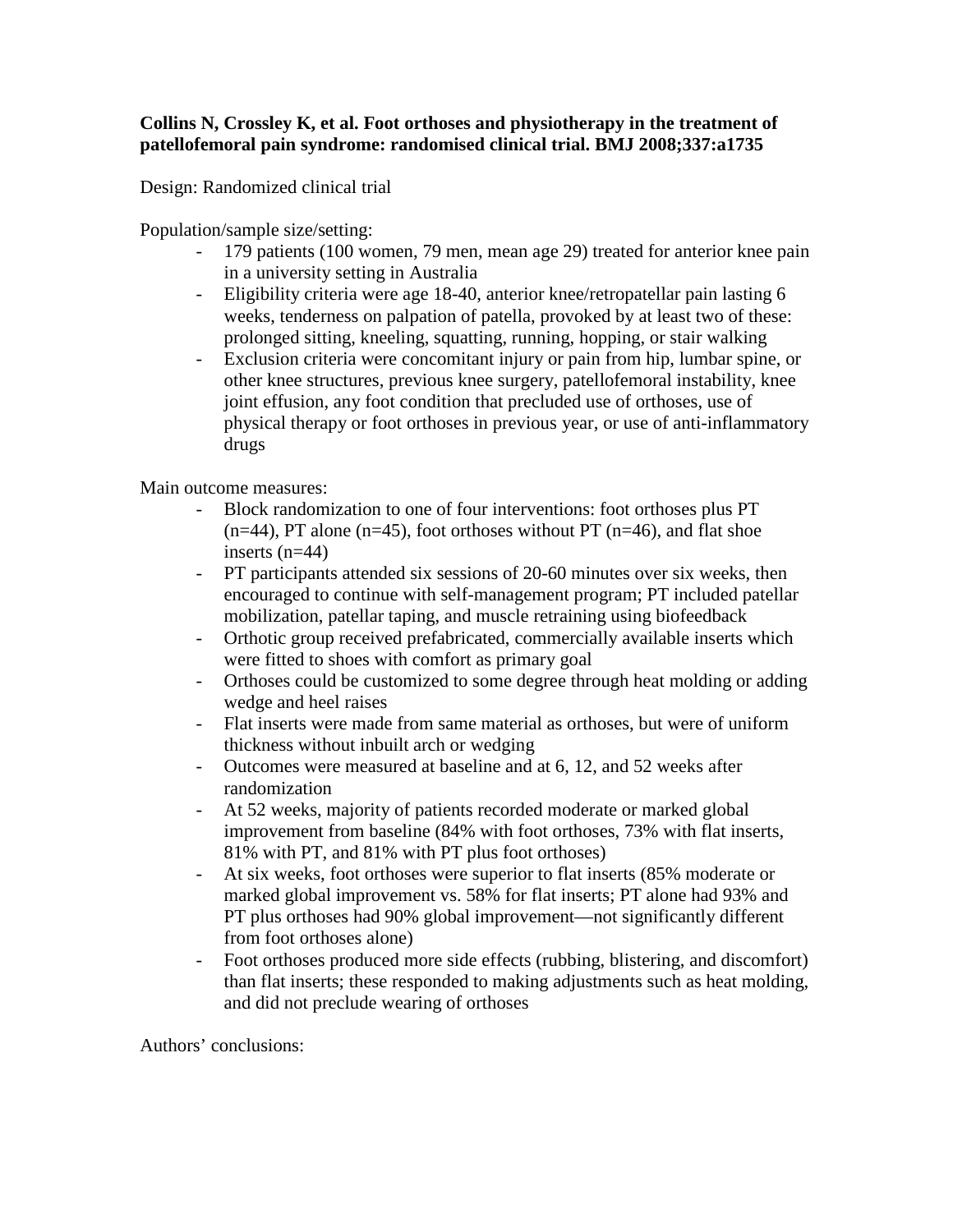**Collins N, Crossley K, et al. Foot orthoses and physiotherapy in the treatment of patellofemoral pain syndrome: randomised clinical trial. BMJ 2008;337:a1735**

Design: Randomized clinical trial

Population/sample size/setting:

- 179 patients (100 women, 79 men, mean age 29) treated for anterior knee pain in a university setting in Australia
- Eligibility criteria were age 18-40, anterior knee/retropatellar pain lasting 6 weeks, tenderness on palpation of patella, provoked by at least two of these: prolonged sitting, kneeling, squatting, running, hopping, or stair walking
- Exclusion criteria were concomitant injury or pain from hip, lumbar spine, or other knee structures, previous knee surgery, patellofemoral instability, knee joint effusion, any foot condition that precluded use of orthoses, use of physical therapy or foot orthoses in previous year, or use of anti-inflammatory drugs

Main outcome measures:

- Block randomization to one of four interventions: foot orthoses plus PT (n=44), PT alone (n=45), foot orthoses without PT (n=46), and flat shoe inserts (n=44)
- PT participants attended six sessions of 20-60 minutes over six weeks, then encouraged to continue with self-management program; PT included patellar mobilization, patellar taping, and muscle retraining using biofeedback
- Orthotic group received prefabricated, commercially available inserts which were fitted to shoes with comfort as primary goal
- Orthoses could be customized to some degree through heat molding or adding wedge and heel raises
- Flat inserts were made from same material as orthoses, but were of uniform thickness without inbuilt arch or wedging
- Outcomes were measured at baseline and at 6, 12, and 52 weeks after randomization
- At 52 weeks, majority of patients recorded moderate or marked global improvement from baseline (84% with foot orthoses, 73% with flat inserts, 81% with PT, and 81% with PT plus foot orthoses)
- At six weeks, foot orthoses were superior to flat inserts (85% moderate or marked global improvement vs. 58% for flat inserts; PT alone had 93% and PT plus orthoses had 90% global improvement—not significantly different from foot orthoses alone)
- Foot orthoses produced more side effects (rubbing, blistering, and discomfort) than flat inserts; these responded to making adjustments such as heat molding, and did not preclude wearing of orthoses

Authors' conclusions: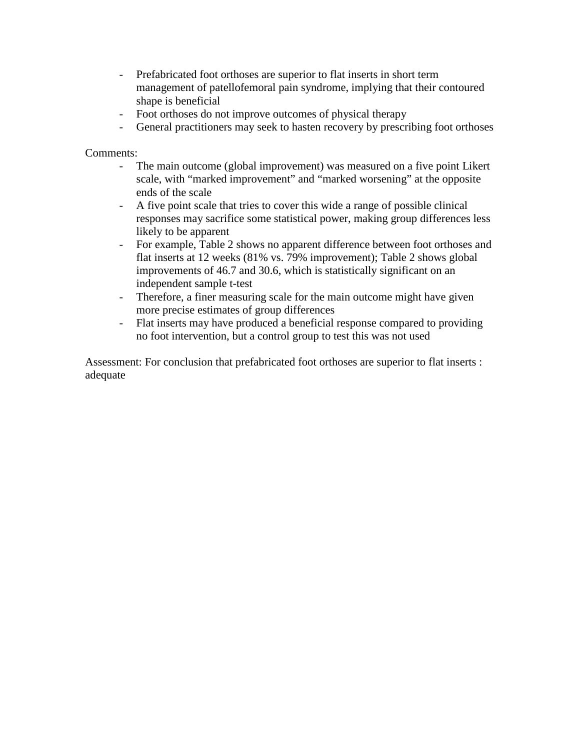- Prefabricated foot orthoses are superior to flat inserts in short term management of patellofemoral pain syndrome, implying that their contoured shape is beneficial
- Foot orthoses do not improve outcomes of physical therapy
- General practitioners may seek to hasten recovery by prescribing foot orthoses

Comments:

- The main outcome (global improvement) was measured on a five point Likert scale, with "marked improvement" and "marked worsening" at the opposite ends of the scale
- A five point scale that tries to cover this wide a range of possible clinical responses may sacrifice some statistical power, making group differences less likely to be apparent
- For example, Table 2 shows no apparent difference between foot orthoses and flat inserts at 12 weeks (81% vs. 79% improvement); Table 2 shows global improvements of 46.7 and 30.6, which is statistically significant on an independent sample t-test
- Therefore, a finer measuring scale for the main outcome might have given more precise estimates of group differences
- Flat inserts may have produced a beneficial response compared to providing no foot intervention, but a control group to test this was not used

Assessment: For conclusion that prefabricated foot orthoses are superior to flat inserts : adequate